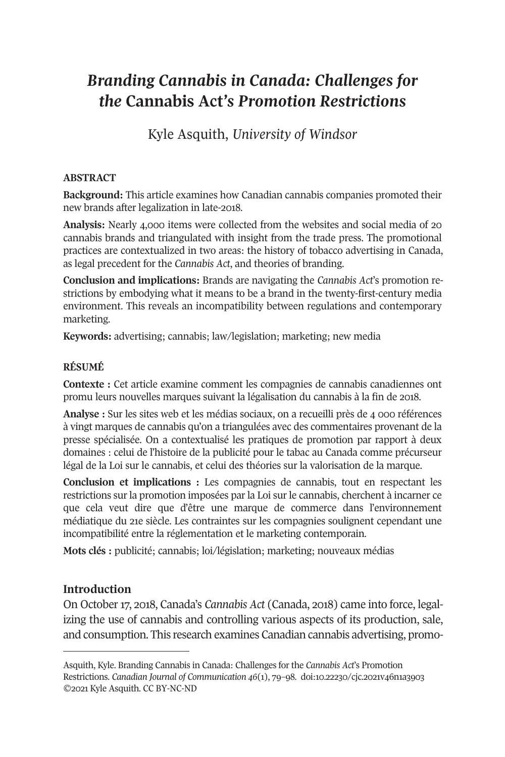# *Branding Cannabis in Canada: Challenges for the* Cannabis Act*'s Promotion Restrictions*

Kyle Asquith, *University of Windsor*

## ABSTRACT

**Background:** This article examines how Canadian cannabis companies promoted their new brands after legalization in late-2018.

**Analysis:** Nearly 4,000 items were collected from the websites and social media of 20 cannabis brands and triangulated with insight from the trade press. The promotional practices are contextualized in two areas: the history of tobacco advertising in Canada, as legal precedent for the *Cannabis Act*, and theories of branding.

**Conclusion and implications:** Brands are navigating the *Cannabis Act*'s promotion restrictions by embodying what it means to be a brand in the twenty-first-century media environment. This reveals an incompatibility between regulations and contemporary marketing.

**Keywords:** advertising; cannabis; law/legislation; marketing; new media

## RÉSUMÉ

**Contexte :** Cet article examine comment les compagnies de cannabis canadiennes ont promu leurs nouvelles marques suivant la légalisation du cannabis à la fin de 2018.

**Analyse :** Sur les sites web et les médias sociaux, on a recueilli près de 4 000 références à vingt marques de cannabis qu'on a triangulées avec des commentaires provenant de la presse spécialisée. On a contextualisé les pratiques de promotion par rapport à deux domaines : celui de l'histoire de la publicité pour le tabac au Canada comme précurseur légal de la Loi sur le cannabis, et celui des théories sur la valorisation de la marque.

**Conclusion et implications :** Les compagnies de cannabis, tout en respectant les restrictions sur la promotion imposées par la Loi sur le cannabis, cherchent à incarner ce que cela veut dire que d'être une marque de commerce dans l'environnement médiatique du 21e siècle. Les contraintes sur les compagnies soulignent cependant une incompatibilité entre la réglementation et le marketing contemporain.

**Mots clés :** publicité; cannabis; loi/législation; marketing; nouveaux médias

## Introduction

On October 17, 2018, Canada's *Cannabis Act* (Canada, 2018) came into force, legalizing the use of cannabis and controlling various aspects of its production, sale, and consumption. This research examines Canadian cannabis advertising, promo-

---

Asquith, Kyle. Branding Cannabis in Canada: Challenges for the *Cannabis Act*'s Promotion Restrictions. *Canadian Journal of Communication 46*(1), 79–98. doi:10.22230/cjc.2021v46n1a3903
©2021 Kyle Asquith. CC BY-NC-ND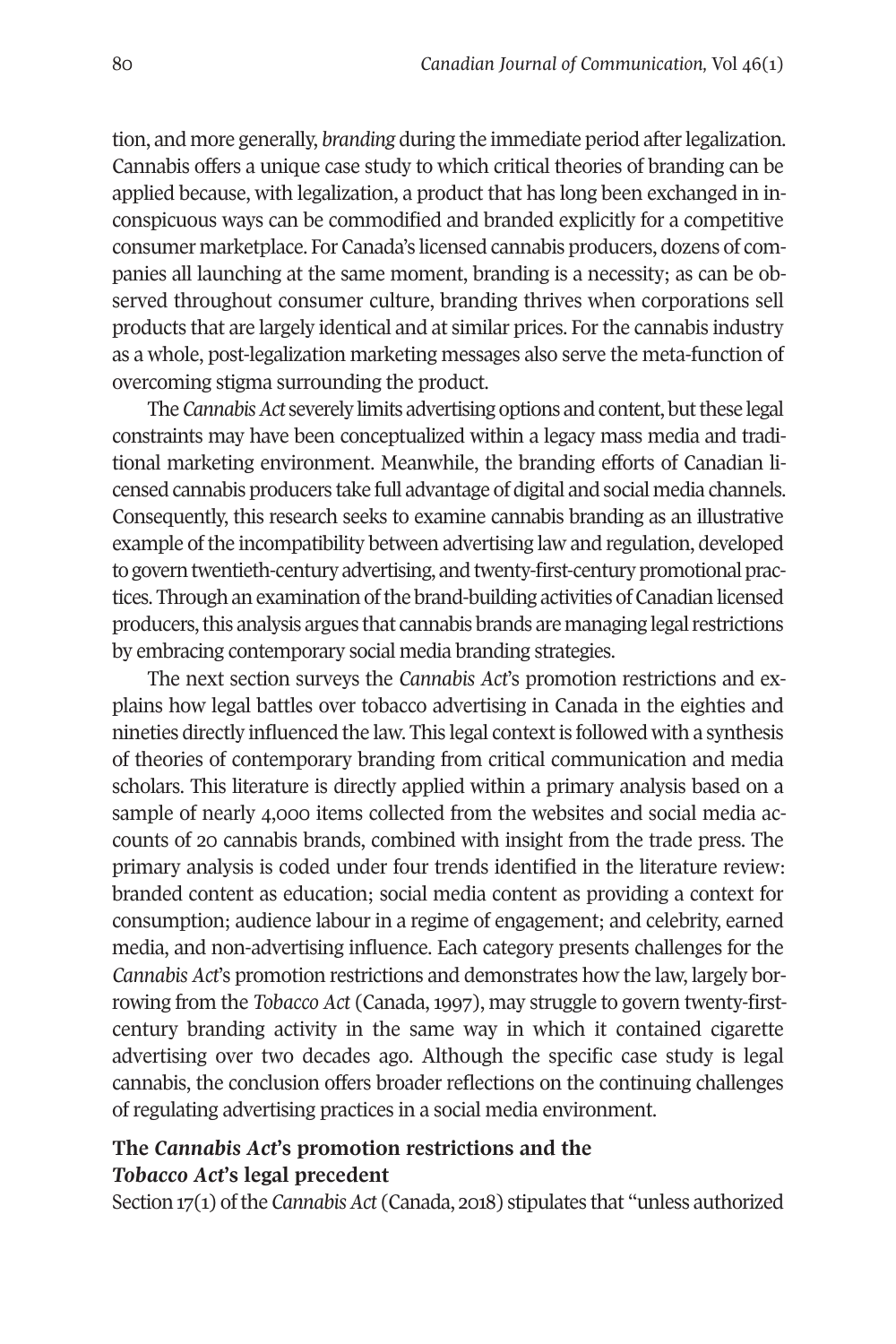tion, and more generally, *branding* during the immediate period after legalization. Cannabis offers a unique case study to which critical theories of branding can be applied because, with legalization, a product that has long been exchanged in inconspicuous ways can be commodified and branded explicitly for a competitive consumer marketplace. For Canada's licensed cannabis producers, dozens of companies all launching at the same moment, branding is a necessity; as can be observed throughout consumer culture, branding thrives when corporations sell products that are largely identical and at similar prices. For the cannabis industry as a whole, post-legalization marketing messages also serve the meta-function of overcoming stigma surrounding the product.

The *Cannabis Act* severely limits advertising options and content, but these legal constraints may have been conceptualized within a legacy mass media and traditional marketing environment. Meanwhile, the branding efforts of Canadian licensed cannabis producers take full advantage of digital and social media channels. Consequently, this research seeks to examine cannabis branding as an illustrative example of the incompatibility between advertising law and regulation, developed to govern twentieth-century advertising, and twenty-first-century promotional practices. Through an examination of the brand-building activities of Canadian licensed producers, this analysis argues that cannabis brands are managing legal restrictions by embracing contemporary social media branding strategies.

The next section surveys the *Cannabis Act*'s promotion restrictions and explains how legal battles over tobacco advertising in Canada in the eighties and nineties directly influenced the law. This legal context is followed with a synthesis of theories of contemporary branding from critical communication and media scholars. This literature is directly applied within a primary analysis based on a sample of nearly 4,000 items collected from the websites and social media accounts of 20 cannabis brands, combined with insight from the trade press. The primary analysis is coded under four trends identified in the literature review: branded content as education; social media content as providing a context for consumption; audience labour in a regime of engagement; and celebrity, earned media, and non-advertising influence. Each category presents challenges for the *Cannabis Act*'s promotion restrictions and demonstrates how the law, largely borrowing from the *Tobacco Act* (Canada, 1997), may struggle to govern twenty-first-century branding activity in the same way in which it contained cigarette advertising over two decades ago. Although the specific case study is legal cannabis, the conclusion offers broader reflections on the continuing challenges of regulating advertising practices in a social media environment.

## The *Cannabis Act*'s promotion restrictions and the *Tobacco Act*'s legal precedent

Section 17(1) of the *Cannabis Act* (Canada, 2018) stipulates that "unless authorized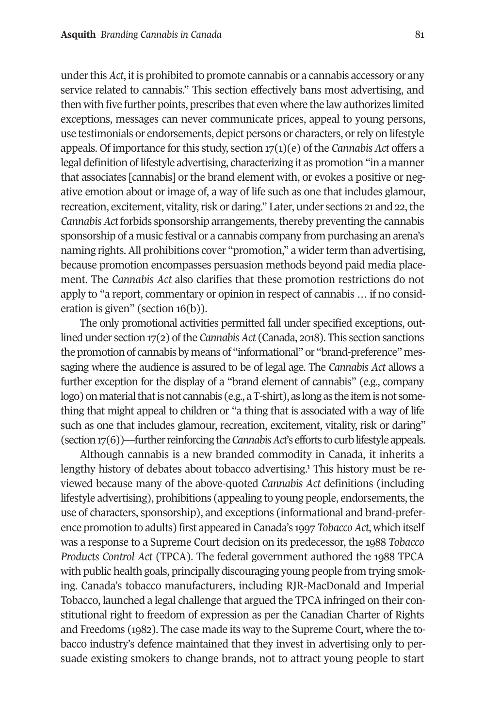under this *Act*, it is prohibited to promote cannabis or a cannabis accessory or any service related to cannabis." This section effectively bans most advertising, and then with five further points, prescribes that even where the law authorizes limited exceptions, messages can never communicate prices, appeal to young persons, use testimonials or endorsements, depict persons or characters, or rely on lifestyle appeals. Of importance for this study, section 17(1)(e) of the *Cannabis Act* offers a legal definition of lifestyle advertising, characterizing it as promotion "in a manner that associates [cannabis] or the brand element with, or evokes a positive or negative emotion about or image of, a way of life such as one that includes glamour, recreation, excitement, vitality, risk or daring." Later, under sections 21 and 22, the *Cannabis Act* forbids sponsorship arrangements, thereby preventing the cannabis sponsorship of a music festival or a cannabis company from purchasing an arena's naming rights. All prohibitions cover "promotion," a wider term than advertising, because promotion encompasses persuasion methods beyond paid media placement. The *Cannabis Act* also clarifies that these promotion restrictions do not apply to "a report, commentary or opinion in respect of cannabis … if no consideration is given" (section 16(b)).

The only promotional activities permitted fall under specified exceptions, outlined under section 17(2) of the *Cannabis Act* (Canada, 2018). This section sanctions the promotion of cannabis by means of "informational" or "brand-preference" messaging where the audience is assured to be of legal age. The *Cannabis Act* allows a further exception for the display of a "brand element of cannabis" (e.g., company logo) on material that is not cannabis (e.g., a T-shirt), as long as the item is not something that might appeal to children or "a thing that is associated with a way of life such as one that includes glamour, recreation, excitement, vitality, risk or daring" (section 17(6))—further reinforcing the *Cannabis Act*'s efforts to curb lifestyle appeals.

Although cannabis is a new branded commodity in Canada, it inherits a lengthy history of debates about tobacco advertising.[1] This history must be reviewed because many of the above-quoted *Cannabis Act* definitions (including lifestyle advertising), prohibitions (appealing to young people, endorsements, the use of characters, sponsorship), and exceptions (informational and brand-preference promotion to adults) first appeared in Canada's 1997 *Tobacco Act*, which itself was a response to a Supreme Court decision on its predecessor, the 1988 *Tobacco Products Control Act* (TPCA). The federal government authored the 1988 TPCA with public health goals, principally discouraging young people from trying smoking. Canada's tobacco manufacturers, including RJR-MacDonald and Imperial Tobacco, launched a legal challenge that argued the TPCA infringed on their constitutional right to freedom of expression as per the Canadian Charter of Rights and Freedoms (1982). The case made its way to the Supreme Court, where the tobacco industry's defence maintained that they invest in advertising only to persuade existing smokers to change brands, not to attract young people to start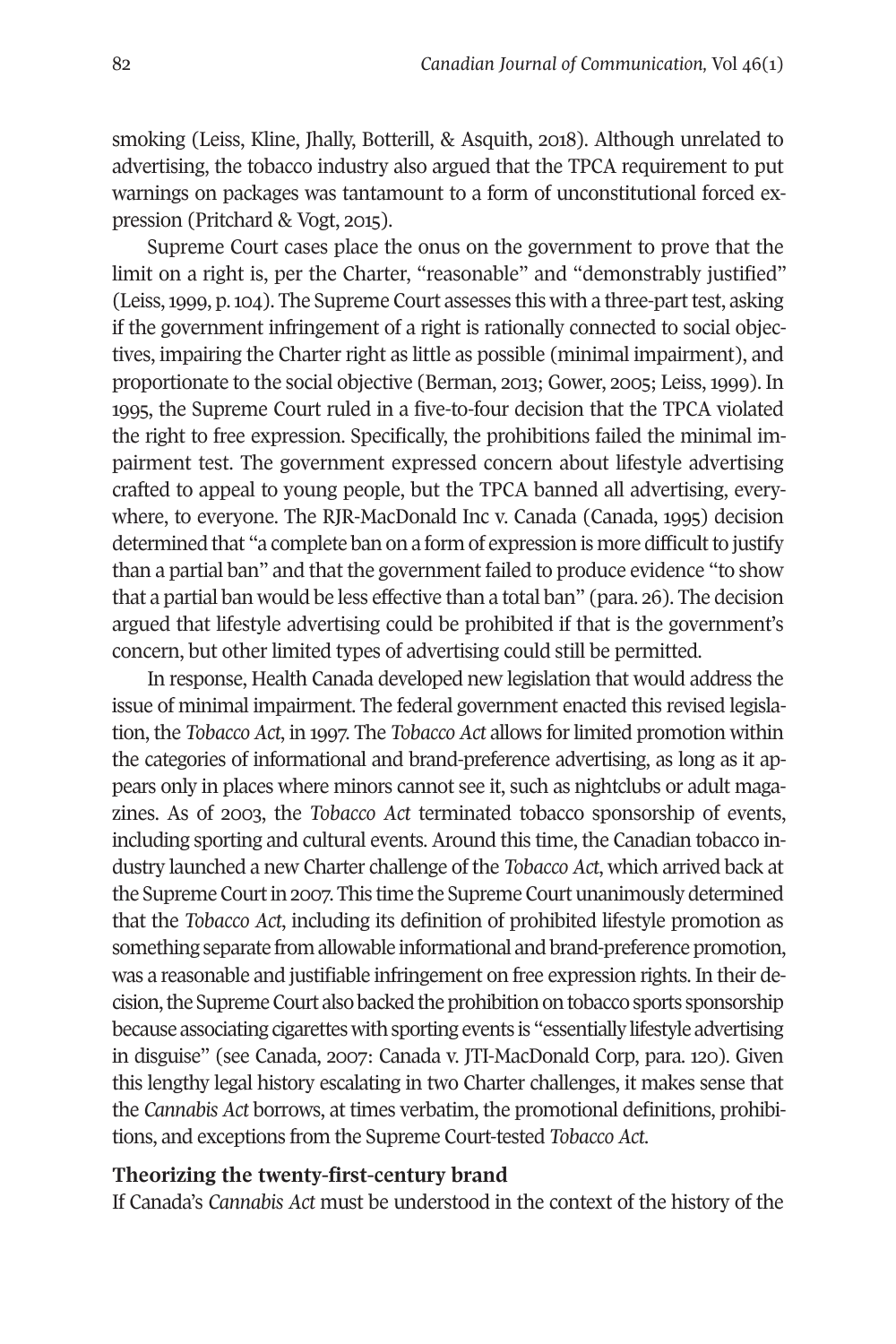smoking (Leiss, Kline, Jhally, Botterill, & Asquith, 2018). Although unrelated to advertising, the tobacco industry also argued that the TPCA requirement to put warnings on packages was tantamount to a form of unconstitutional forced expression (Pritchard & Vogt, 2015).

Supreme Court cases place the onus on the government to prove that the limit on a right is, per the Charter, "reasonable" and "demonstrably justified" (Leiss, 1999, p. 104). The Supreme Court assesses this with a three-part test, asking if the government infringement of a right is rationally connected to social objectives, impairing the Charter right as little as possible (minimal impairment), and proportionate to the social objective (Berman, 2013; Gower, 2005; Leiss, 1999). In 1995, the Supreme Court ruled in a five-to-four decision that the TPCA violated the right to free expression. Specifically, the prohibitions failed the minimal impairment test. The government expressed concern about lifestyle advertising crafted to appeal to young people, but the TPCA banned all advertising, everywhere, to everyone. The RJR-MacDonald Inc v. Canada (Canada, 1995) decision determined that "a complete ban on a form of expression is more difficult to justify than a partial ban" and that the government failed to produce evidence "to show that a partial ban would be less effective than a total ban" (para. 26). The decision argued that lifestyle advertising could be prohibited if that is the government's concern, but other limited types of advertising could still be permitted.

In response, Health Canada developed new legislation that would address the issue of minimal impairment. The federal government enacted this revised legislation, the *Tobacco Act*, in 1997. The *Tobacco Act* allows for limited promotion within the categories of informational and brand-preference advertising, as long as it appears only in places where minors cannot see it, such as nightclubs or adult magazines. As of 2003, the *Tobacco Act* terminated tobacco sponsorship of events, including sporting and cultural events. Around this time, the Canadian tobacco industry launched a new Charter challenge of the *Tobacco Act*, which arrived back at the Supreme Court in 2007. This time the Supreme Court unanimously determined that the *Tobacco Act*, including its definition of prohibited lifestyle promotion as something separate from allowable informational and brand-preference promotion, was a reasonable and justifiable infringement on free expression rights. In their decision, the Supreme Court also backed the prohibition on tobacco sports sponsorship because associating cigarettes with sporting events is "essentially lifestyle advertising in disguise" (see Canada, 2007: Canada v. JTI-MacDonald Corp, para. 120). Given this lengthy legal history escalating in two Charter challenges, it makes sense that the *Cannabis Act* borrows, at times verbatim, the promotional definitions, prohibitions, and exceptions from the Supreme Court-tested *Tobacco Act*.

**Theorizing the twenty-first-century brand**

If Canada's *Cannabis Act* must be understood in the context of the history of the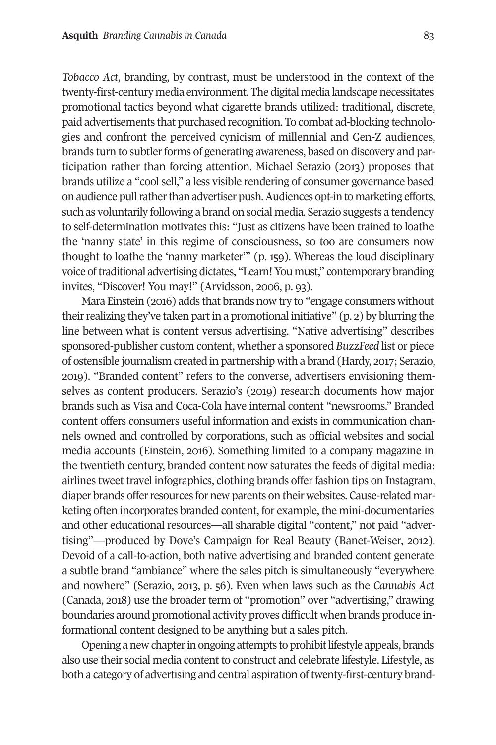*Tobacco Act*, branding, by contrast, must be understood in the context of the twenty-first-century media environment. The digital media landscape necessitates promotional tactics beyond what cigarette brands utilized: traditional, discrete, paid advertisements that purchased recognition. To combat ad-blocking technologies and confront the perceived cynicism of millennial and Gen-Z audiences, brands turn to subtler forms of generating awareness, based on discovery and participation rather than forcing attention. Michael Serazio (2013) proposes that brands utilize a "cool sell," a less visible rendering of consumer governance based on audience pull rather than advertiser push. Audiences opt-in to marketing efforts, such as voluntarily following a brand on social media. Serazio suggests a tendency to self-determination motivates this: "Just as citizens have been trained to loathe the 'nanny state' in this regime of consciousness, so too are consumers now thought to loathe the 'nanny marketer'" (p. 159). Whereas the loud disciplinary voice of traditional advertising dictates, "Learn! You must," contemporary branding invites, "Discover! You may!" (Arvidsson, 2006, p. 93).

Mara Einstein (2016) adds that brands now try to "engage consumers without their realizing they've taken part in a promotional initiative" (p. 2) by blurring the line between what is content versus advertising. "Native advertising" describes sponsored-publisher custom content, whether a sponsored *BuzzFeed* list or piece of ostensible journalism created in partnership with a brand (Hardy, 2017; Serazio, 2019). "Branded content" refers to the converse, advertisers envisioning themselves as content producers. Serazio's (2019) research documents how major brands such as Visa and Coca-Cola have internal content "newsrooms." Branded content offers consumers useful information and exists in communication channels owned and controlled by corporations, such as official websites and social media accounts (Einstein, 2016). Something limited to a company magazine in the twentieth century, branded content now saturates the feeds of digital media: airlines tweet travel infographics, clothing brands offer fashion tips on Instagram, diaper brands offer resources for new parents on their websites. Cause-related marketing often incorporates branded content, for example, the mini-documentaries and other educational resources—all sharable digital "content," not paid "advertising"—produced by Dove's Campaign for Real Beauty (Banet-Weiser, 2012). Devoid of a call-to-action, both native advertising and branded content generate a subtle brand "ambiance" where the sales pitch is simultaneously "everywhere and nowhere" (Serazio, 2013, p. 56). Even when laws such as the *Cannabis Act* (Canada, 2018) use the broader term of "promotion" over "advertising," drawing boundaries around promotional activity proves difficult when brands produce informational content designed to be anything but a sales pitch.

Opening a new chapter in ongoing attempts to prohibit lifestyle appeals, brands also use their social media content to construct and celebrate lifestyle. Lifestyle, as both a category of advertising and central aspiration of twenty-first-century brand-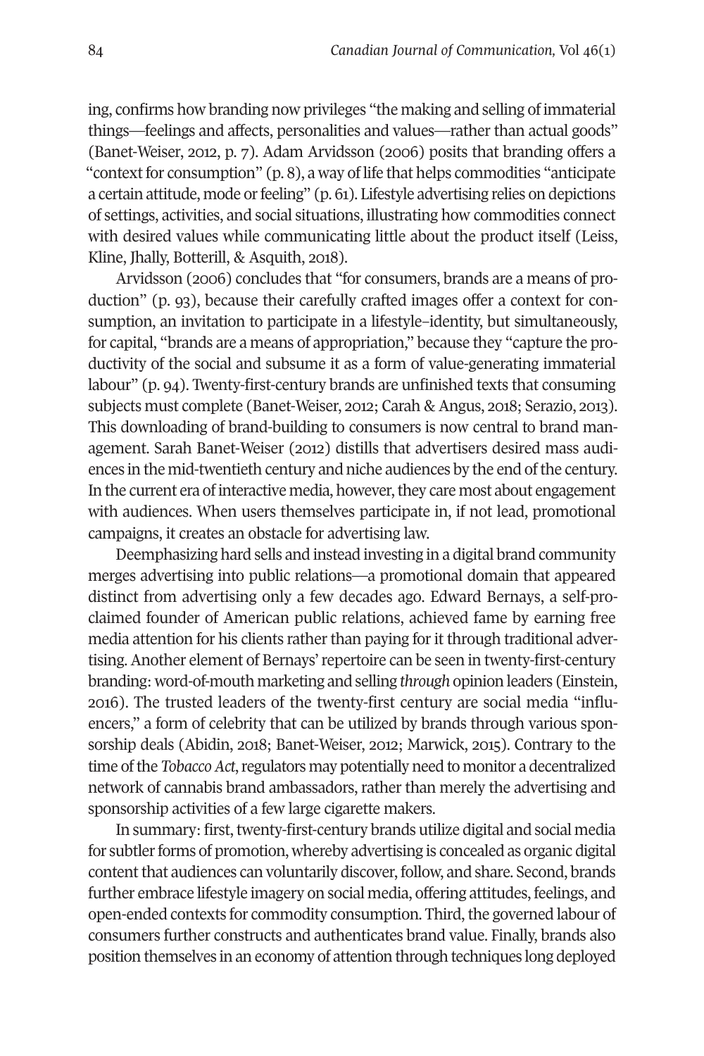ing, confirms how branding now privileges "the making and selling of immaterial things—feelings and affects, personalities and values—rather than actual goods" (Banet-Weiser, 2012, p. 7). Adam Arvidsson (2006) posits that branding offers a "context for consumption" (p. 8), a way of life that helps commodities "anticipate a certain attitude, mode or feeling" (p. 61). Lifestyle advertising relies on depictions of settings, activities, and social situations, illustrating how commodities connect with desired values while communicating little about the product itself (Leiss, Kline, Jhally, Botterill, & Asquith, 2018).

Arvidsson (2006) concludes that "for consumers, brands are a means of production" (p. 93), because their carefully crafted images offer a context for consumption, an invitation to participate in a lifestyle–identity, but simultaneously, for capital, "brands are a means of appropriation," because they "capture the productivity of the social and subsume it as a form of value-generating immaterial labour" (p. 94). Twenty-first-century brands are unfinished texts that consuming subjects must complete (Banet-Weiser, 2012; Carah & Angus, 2018; Serazio, 2013). This downloading of brand-building to consumers is now central to brand management. Sarah Banet-Weiser (2012) distills that advertisers desired mass audiences in the mid-twentieth century and niche audiences by the end of the century. In the current era of interactive media, however, they care most about engagement with audiences. When users themselves participate in, if not lead, promotional campaigns, it creates an obstacle for advertising law.

Deemphasizing hard sells and instead investing in a digital brand community merges advertising into public relations—a promotional domain that appeared distinct from advertising only a few decades ago. Edward Bernays, a self-proclaimed founder of American public relations, achieved fame by earning free media attention for his clients rather than paying for it through traditional advertising. Another element of Bernays' repertoire can be seen in twenty-first-century branding: word-of-mouth marketing and selling *through* opinion leaders (Einstein, 2016). The trusted leaders of the twenty-first century are social media "influencers," a form of celebrity that can be utilized by brands through various sponsorship deals (Abidin, 2018; Banet-Weiser, 2012; Marwick, 2015). Contrary to the time of the *Tobacco Act*, regulators may potentially need to monitor a decentralized network of cannabis brand ambassadors, rather than merely the advertising and sponsorship activities of a few large cigarette makers.

In summary: first, twenty-first-century brands utilize digital and social media for subtler forms of promotion, whereby advertising is concealed as organic digital content that audiences can voluntarily discover, follow, and share. Second, brands further embrace lifestyle imagery on social media, offering attitudes, feelings, and open-ended contexts for commodity consumption. Third, the governed labour of consumers further constructs and authenticates brand value. Finally, brands also position themselves in an economy of attention through techniques long deployed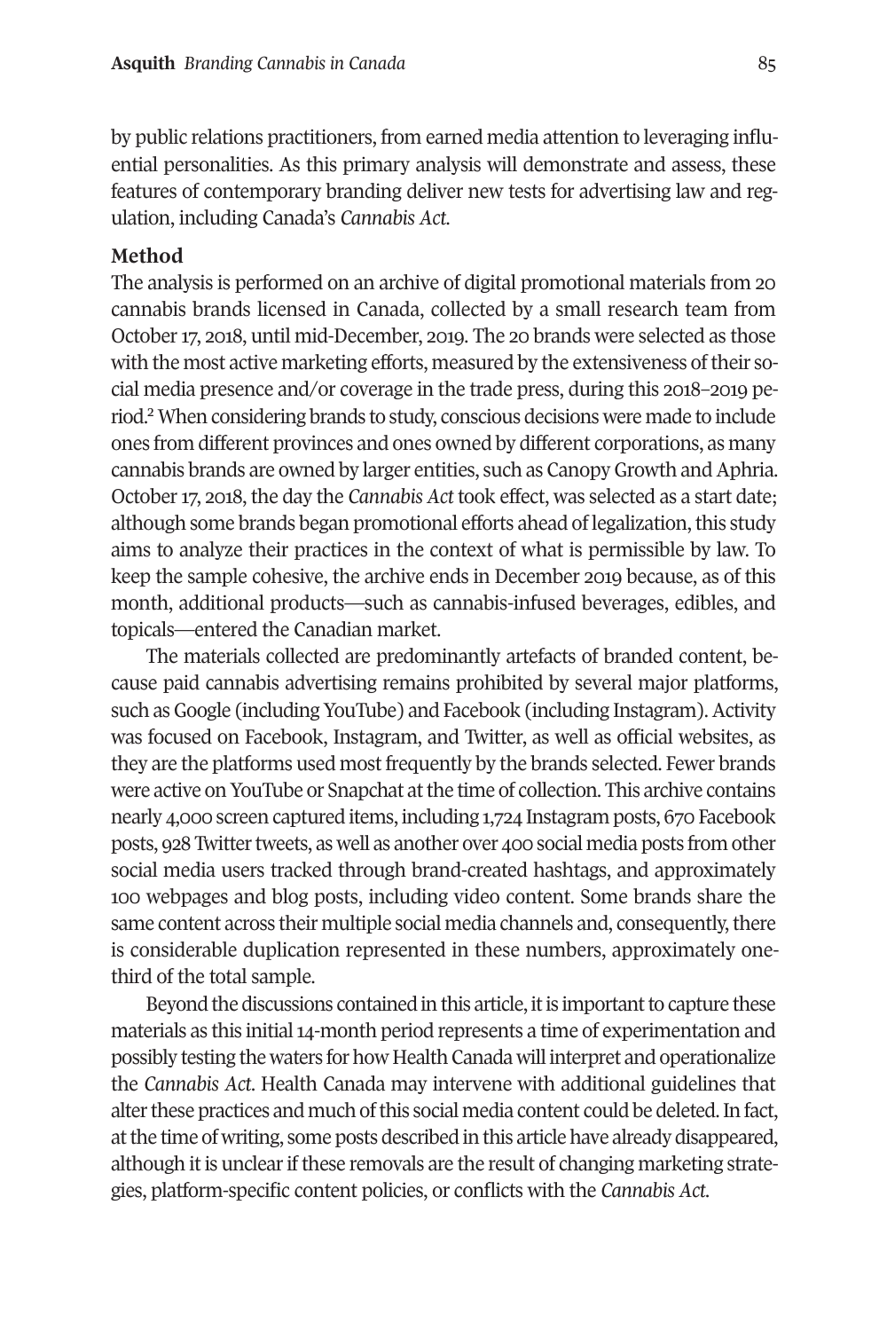by public relations practitioners, from earned media attention to leveraging influential personalities. As this primary analysis will demonstrate and assess, these features of contemporary branding deliver new tests for advertising law and regulation, including Canada's *Cannabis Act*.

## Method

The analysis is performed on an archive of digital promotional materials from 20 cannabis brands licensed in Canada, collected by a small research team from October 17, 2018, until mid-December, 2019. The 20 brands were selected as those with the most active marketing efforts, measured by the extensiveness of their social media presence and/or coverage in the trade press, during this 2018–2019 period.[2] When considering brands to study, conscious decisions were made to include ones from different provinces and ones owned by different corporations, as many cannabis brands are owned by larger entities, such as Canopy Growth and Aphria. October 17, 2018, the day the *Cannabis Act* took effect, was selected as a start date; although some brands began promotional efforts ahead of legalization, this study aims to analyze their practices in the context of what is permissible by law. To keep the sample cohesive, the archive ends in December 2019 because, as of this month, additional products—such as cannabis-infused beverages, edibles, and topicals—entered the Canadian market.

The materials collected are predominantly artefacts of branded content, because paid cannabis advertising remains prohibited by several major platforms, such as Google (including YouTube) and Facebook (including Instagram). Activity was focused on Facebook, Instagram, and Twitter, as well as official websites, as they are the platforms used most frequently by the brands selected. Fewer brands were active on YouTube or Snapchat at the time of collection. This archive contains nearly 4,000 screen captured items, including 1,724 Instagram posts, 670 Facebook posts, 928 Twitter tweets, as well as another over 400 social media posts from other social media users tracked through brand-created hashtags, and approximately 100 webpages and blog posts, including video content. Some brands share the same content across their multiple social media channels and, consequently, there is considerable duplication represented in these numbers, approximately one-third of the total sample.

Beyond the discussions contained in this article, it is important to capture these materials as this initial 14-month period represents a time of experimentation and possibly testing the waters for how Health Canada will interpret and operationalize the *Cannabis Act*. Health Canada may intervene with additional guidelines that alter these practices and much of this social media content could be deleted. In fact, at the time of writing, some posts described in this article have already disappeared, although it is unclear if these removals are the result of changing marketing strategies, platform-specific content policies, or conflicts with the *Cannabis Act*.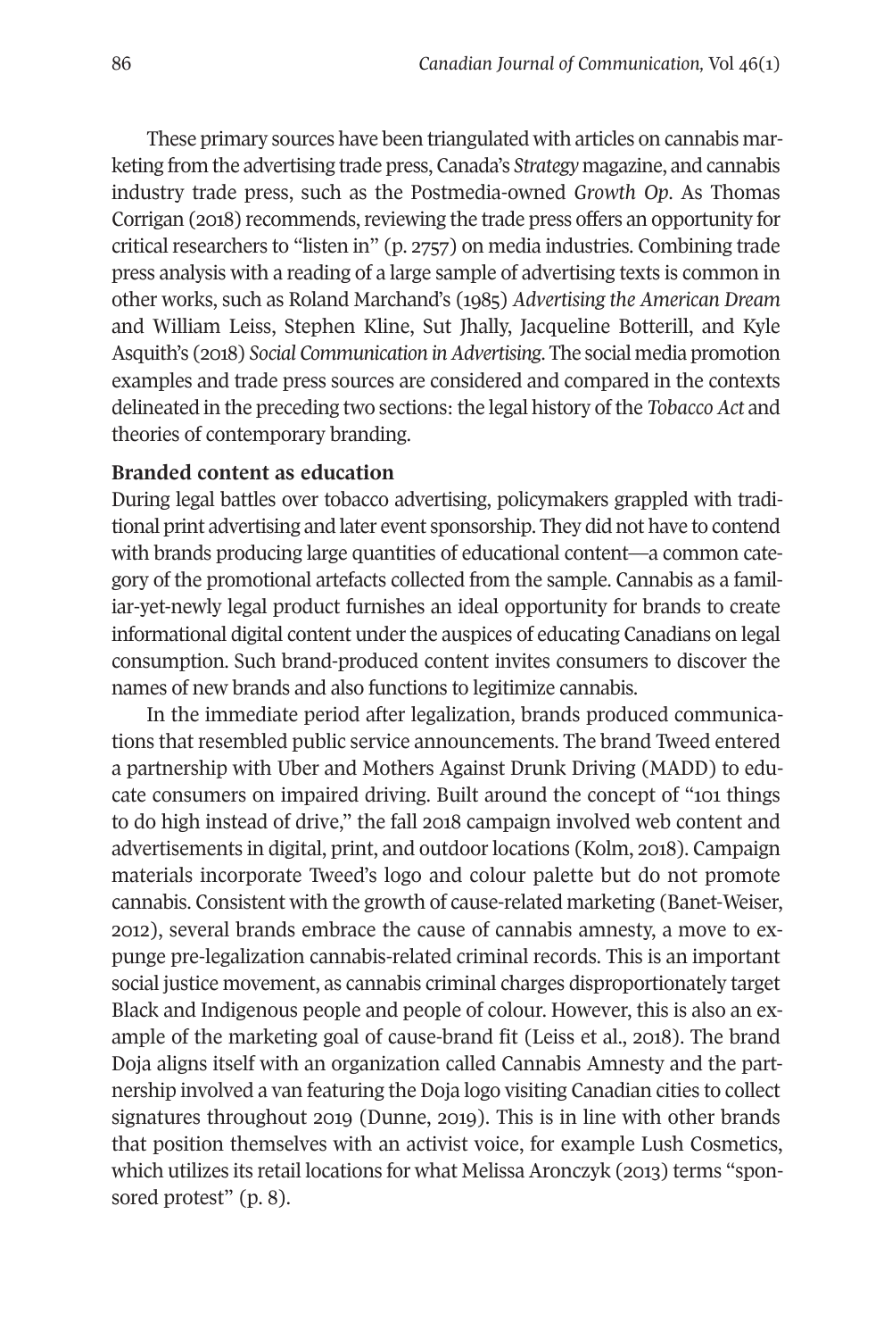These primary sources have been triangulated with articles on cannabis marketing from the advertising trade press, Canada's *Strategy* magazine, and cannabis industry trade press, such as the Postmedia-owned *Growth Op*. As Thomas Corrigan (2018) recommends, reviewing the trade press offers an opportunity for critical researchers to "listen in" (p. 2757) on media industries. Combining trade press analysis with a reading of a large sample of advertising texts is common in other works, such as Roland Marchand's (1985) *Advertising the American Dream* and William Leiss, Stephen Kline, Sut Jhally, Jacqueline Botterill, and Kyle Asquith's (2018) *Social Communication in Advertising*. The social media promotion examples and trade press sources are considered and compared in the contexts delineated in the preceding two sections: the legal history of the *Tobacco Act* and theories of contemporary branding.

**Branded content as education**

During legal battles over tobacco advertising, policymakers grappled with traditional print advertising and later event sponsorship. They did not have to contend with brands producing large quantities of educational content—a common category of the promotional artefacts collected from the sample. Cannabis as a familiar-yet-newly legal product furnishes an ideal opportunity for brands to create informational digital content under the auspices of educating Canadians on legal consumption. Such brand-produced content invites consumers to discover the names of new brands and also functions to legitimize cannabis.

In the immediate period after legalization, brands produced communications that resembled public service announcements. The brand Tweed entered a partnership with Uber and Mothers Against Drunk Driving (MADD) to educate consumers on impaired driving. Built around the concept of "101 things to do high instead of drive," the fall 2018 campaign involved web content and advertisements in digital, print, and outdoor locations (Kolm, 2018). Campaign materials incorporate Tweed's logo and colour palette but do not promote cannabis. Consistent with the growth of cause-related marketing (Banet-Weiser, 2012), several brands embrace the cause of cannabis amnesty, a move to expunge pre-legalization cannabis-related criminal records. This is an important social justice movement, as cannabis criminal charges disproportionately target Black and Indigenous people and people of colour. However, this is also an example of the marketing goal of cause-brand fit (Leiss et al., 2018). The brand Doja aligns itself with an organization called Cannabis Amnesty and the partnership involved a van featuring the Doja logo visiting Canadian cities to collect signatures throughout 2019 (Dunne, 2019). This is in line with other brands that position themselves with an activist voice, for example Lush Cosmetics, which utilizes its retail locations for what Melissa Aronczyk (2013) terms "sponsored protest" (p. 8).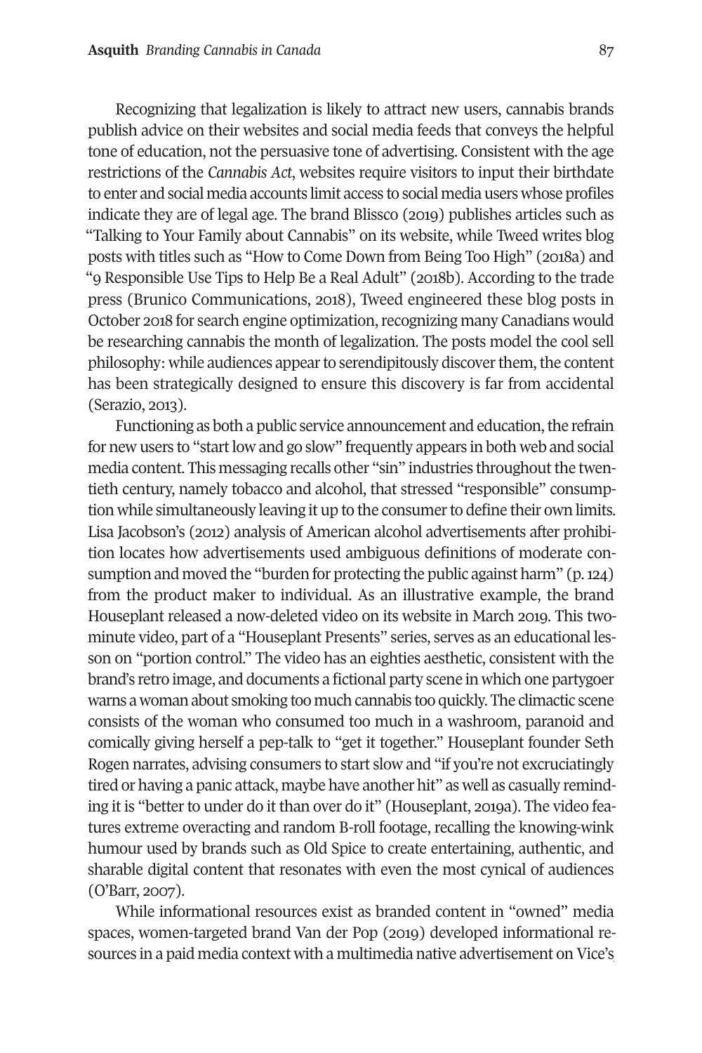Recognizing that legalization is likely to attract new users, cannabis brands publish advice on their websites and social media feeds that conveys the helpful tone of education, not the persuasive tone of advertising. Consistent with the age restrictions of the *Cannabis Act*, websites require visitors to input their birthdate to enter and social media accounts limit access to social media users whose profiles indicate they are of legal age. The brand Blissco (2019) publishes articles such as "Talking to Your Family about Cannabis" on its website, while Tweed writes blog posts with titles such as "How to Come Down from Being Too High" (2018a) and "9 Responsible Use Tips to Help Be a Real Adult" (2018b). According to the trade press (Brunico Communications, 2018), Tweed engineered these blog posts in October 2018 for search engine optimization, recognizing many Canadians would be researching cannabis the month of legalization. The posts model the cool sell philosophy: while audiences appear to serendipitously discover them, the content has been strategically designed to ensure this discovery is far from accidental (Serazio, 2013).

Functioning as both a public service announcement and education, the refrain for new users to "start low and go slow" frequently appears in both web and social media content. This messaging recalls other "sin" industries throughout the twentieth century, namely tobacco and alcohol, that stressed "responsible" consumption while simultaneously leaving it up to the consumer to define their own limits. Lisa Jacobson's (2012) analysis of American alcohol advertisements after prohibition locates how advertisements used ambiguous definitions of moderate consumption and moved the "burden for protecting the public against harm" (p. 124) from the product maker to individual. As an illustrative example, the brand Houseplant released a now-deleted video on its website in March 2019. This two-minute video, part of a "Houseplant Presents" series, serves as an educational lesson on "portion control." The video has an eighties aesthetic, consistent with the brand's retro image, and documents a fictional party scene in which one partygoer warns a woman about smoking too much cannabis too quickly. The climactic scene consists of the woman who consumed too much in a washroom, paranoid and comically giving herself a pep-talk to "get it together." Houseplant founder Seth Rogen narrates, advising consumers to start slow and "if you're not excruciatingly tired or having a panic attack, maybe have another hit" as well as casually reminding it is "better to under do it than over do it" (Houseplant, 2019a). The video features extreme overacting and random B-roll footage, recalling the knowing-wink humour used by brands such as Old Spice to create entertaining, authentic, and sharable digital content that resonates with even the most cynical of audiences (O'Barr, 2007).

While informational resources exist as branded content in "owned" media spaces, women-targeted brand Van der Pop (2019) developed informational resources in a paid media context with a multimedia native advertisement on Vice's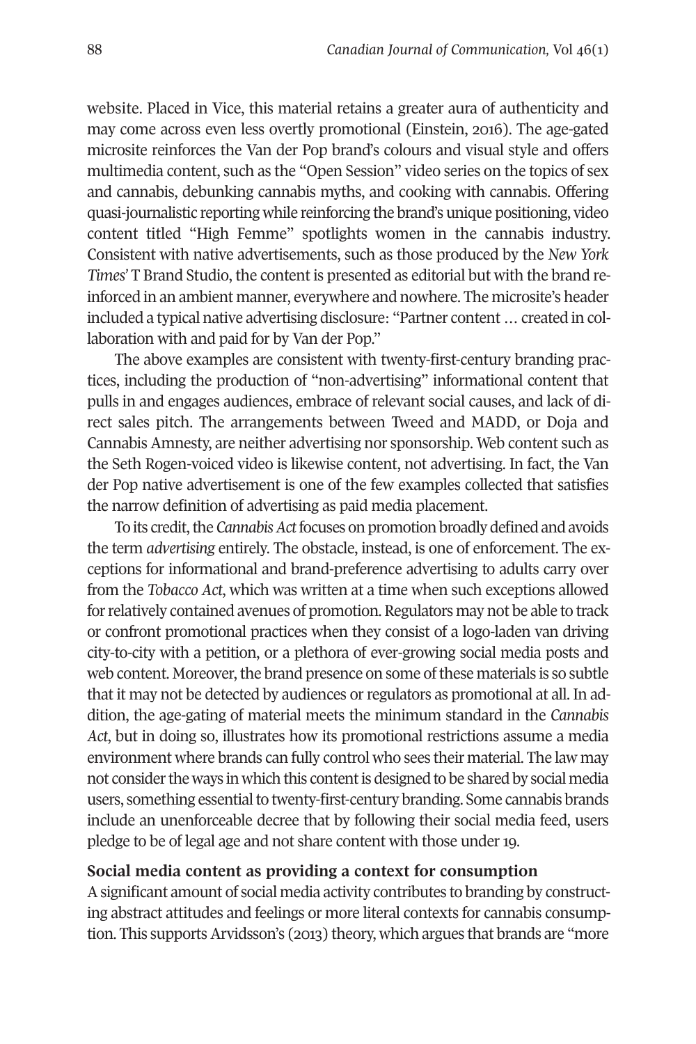website. Placed in Vice, this material retains a greater aura of authenticity and may come across even less overtly promotional (Einstein, 2016). The age-gated microsite reinforces the Van der Pop brand's colours and visual style and offers multimedia content, such as the "Open Session" video series on the topics of sex and cannabis, debunking cannabis myths, and cooking with cannabis. Offering quasi-journalistic reporting while reinforcing the brand's unique positioning, video content titled "High Femme" spotlights women in the cannabis industry. Consistent with native advertisements, such as those produced by the *New York Times'* T Brand Studio, the content is presented as editorial but with the brand reinforced in an ambient manner, everywhere and nowhere. The microsite's header included a typical native advertising disclosure: "Partner content … created in collaboration with and paid for by Van der Pop."

The above examples are consistent with twenty-first-century branding practices, including the production of "non-advertising" informational content that pulls in and engages audiences, embrace of relevant social causes, and lack of direct sales pitch. The arrangements between Tweed and MADD, or Doja and Cannabis Amnesty, are neither advertising nor sponsorship. Web content such as the Seth Rogen-voiced video is likewise content, not advertising. In fact, the Van der Pop native advertisement is one of the few examples collected that satisfies the narrow definition of advertising as paid media placement.

To its credit, the *Cannabis Act* focuses on promotion broadly defined and avoids the term *advertising* entirely. The obstacle, instead, is one of enforcement. The exceptions for informational and brand-preference advertising to adults carry over from the *Tobacco Act*, which was written at a time when such exceptions allowed for relatively contained avenues of promotion. Regulators may not be able to track or confront promotional practices when they consist of a logo-laden van driving city-to-city with a petition, or a plethora of ever-growing social media posts and web content. Moreover, the brand presence on some of these materials is so subtle that it may not be detected by audiences or regulators as promotional at all. In addition, the age-gating of material meets the minimum standard in the *Cannabis Act*, but in doing so, illustrates how its promotional restrictions assume a media environment where brands can fully control who sees their material. The law may not consider the ways in which this content is designed to be shared by social media users, something essential to twenty-first-century branding. Some cannabis brands include an unenforceable decree that by following their social media feed, users pledge to be of legal age and not share content with those under 19.

**Social media content as providing a context for consumption**

A significant amount of social media activity contributes to branding by constructing abstract attitudes and feelings or more literal contexts for cannabis consumption. This supports Arvidsson's (2013) theory, which argues that brands are "more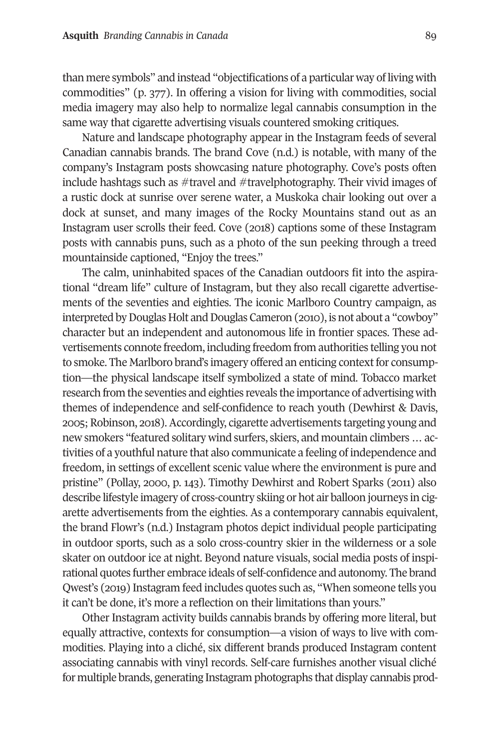than mere symbols" and instead "objectifications of a particular way of living with commodities" (p. 377). In offering a vision for living with commodities, social media imagery may also help to normalize legal cannabis consumption in the same way that cigarette advertising visuals countered smoking critiques.

Nature and landscape photography appear in the Instagram feeds of several Canadian cannabis brands. The brand Cove (n.d.) is notable, with many of the company's Instagram posts showcasing nature photography. Cove's posts often include hashtags such as #travel and #travelphotography. Their vivid images of a rustic dock at sunrise over serene water, a Muskoka chair looking out over a dock at sunset, and many images of the Rocky Mountains stand out as an Instagram user scrolls their feed. Cove (2018) captions some of these Instagram posts with cannabis puns, such as a photo of the sun peeking through a treed mountainside captioned, "Enjoy the trees."

The calm, uninhabited spaces of the Canadian outdoors fit into the aspirational "dream life" culture of Instagram, but they also recall cigarette advertisements of the seventies and eighties. The iconic Marlboro Country campaign, as interpreted by Douglas Holt and Douglas Cameron (2010), is not about a "cowboy" character but an independent and autonomous life in frontier spaces. These advertisements connote freedom, including freedom from authorities telling you not to smoke. The Marlboro brand's imagery offered an enticing context for consumption—the physical landscape itself symbolized a state of mind. Tobacco market research from the seventies and eighties reveals the importance of advertising with themes of independence and self-confidence to reach youth (Dewhirst & Davis, 2005; Robinson, 2018). Accordingly, cigarette advertisements targeting young and new smokers "featured solitary wind surfers, skiers, and mountain climbers … activities of a youthful nature that also communicate a feeling of independence and freedom, in settings of excellent scenic value where the environment is pure and pristine" (Pollay, 2000, p. 143). Timothy Dewhirst and Robert Sparks (2011) also describe lifestyle imagery of cross-country skiing or hot air balloon journeys in cigarette advertisements from the eighties. As a contemporary cannabis equivalent, the brand Flowr's (n.d.) Instagram photos depict individual people participating in outdoor sports, such as a solo cross-country skier in the wilderness or a sole skater on outdoor ice at night. Beyond nature visuals, social media posts of inspirational quotes further embrace ideals of self-confidence and autonomy. The brand Qwest's (2019) Instagram feed includes quotes such as, "When someone tells you it can't be done, it's more a reflection on their limitations than yours."

Other Instagram activity builds cannabis brands by offering more literal, but equally attractive, contexts for consumption—a vision of ways to live with commodities. Playing into a cliché, six different brands produced Instagram content associating cannabis with vinyl records. Self-care furnishes another visual cliché for multiple brands, generating Instagram photographs that display cannabis prod-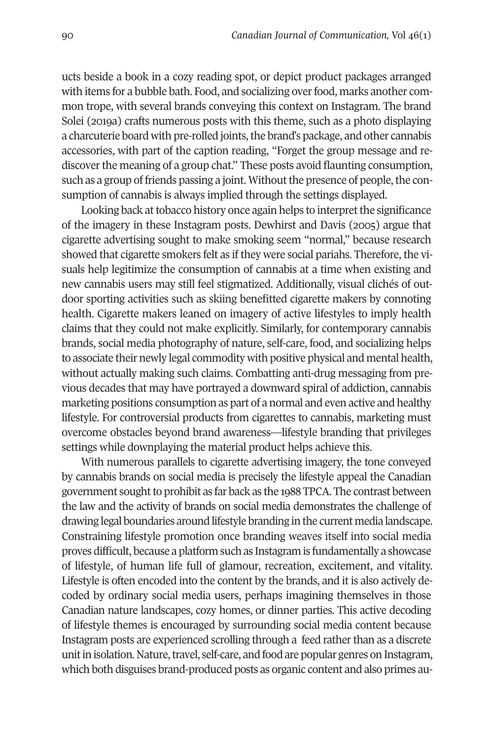ucts beside a book in a cozy reading spot, or depict product packages arranged with items for a bubble bath. Food, and socializing over food, marks another common trope, with several brands conveying this context on Instagram. The brand Solei (2019a) crafts numerous posts with this theme, such as a photo displaying a charcuterie board with pre-rolled joints, the brand's package, and other cannabis accessories, with part of the caption reading, "Forget the group message and rediscover the meaning of a group chat." These posts avoid flaunting consumption, such as a group of friends passing a joint. Without the presence of people, the consumption of cannabis is always implied through the settings displayed.

Looking back at tobacco history once again helps to interpret the significance of the imagery in these Instagram posts. Dewhirst and Davis (2005) argue that cigarette advertising sought to make smoking seem "normal," because research showed that cigarette smokers felt as if they were social pariahs. Therefore, the visuals help legitimize the consumption of cannabis at a time when existing and new cannabis users may still feel stigmatized. Additionally, visual clichés of outdoor sporting activities such as skiing benefitted cigarette makers by connoting health. Cigarette makers leaned on imagery of active lifestyles to imply health claims that they could not make explicitly. Similarly, for contemporary cannabis brands, social media photography of nature, self-care, food, and socializing helps to associate their newly legal commodity with positive physical and mental health, without actually making such claims. Combatting anti-drug messaging from previous decades that may have portrayed a downward spiral of addiction, cannabis marketing positions consumption as part of a normal and even active and healthy lifestyle. For controversial products from cigarettes to cannabis, marketing must overcome obstacles beyond brand awareness—lifestyle branding that privileges settings while downplaying the material product helps achieve this.

With numerous parallels to cigarette advertising imagery, the tone conveyed by cannabis brands on social media is precisely the lifestyle appeal the Canadian government sought to prohibit as far back as the 1988 TPCA. The contrast between the law and the activity of brands on social media demonstrates the challenge of drawing legal boundaries around lifestyle branding in the current media landscape. Constraining lifestyle promotion once branding weaves itself into social media proves difficult, because a platform such as Instagram is fundamentally a showcase of lifestyle, of human life full of glamour, recreation, excitement, and vitality. Lifestyle is often encoded into the content by the brands, and it is also actively decoded by ordinary social media users, perhaps imagining themselves in those Canadian nature landscapes, cozy homes, or dinner parties. This active decoding of lifestyle themes is encouraged by surrounding social media content because Instagram posts are experienced scrolling through a feed rather than as a discrete unit in isolation. Nature, travel, self-care, and food are popular genres on Instagram, which both disguises brand-produced posts as organic content and also primes au-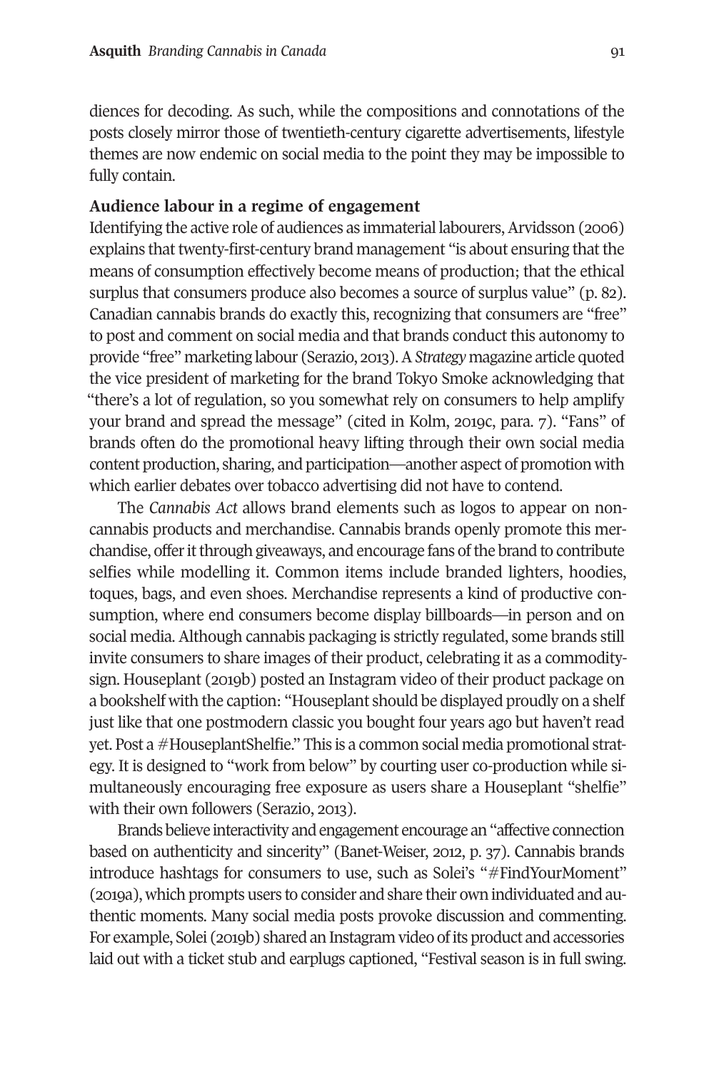diences for decoding. As such, while the compositions and connotations of the posts closely mirror those of twentieth-century cigarette advertisements, lifestyle themes are now endemic on social media to the point they may be impossible to fully contain.

### Audience labour in a regime of engagement

Identifying the active role of audiences as immaterial labourers, Arvidsson (2006) explains that twenty-first-century brand management "is about ensuring that the means of consumption effectively become means of production; that the ethical surplus that consumers produce also becomes a source of surplus value" (p. 82). Canadian cannabis brands do exactly this, recognizing that consumers are "free" to post and comment on social media and that brands conduct this autonomy to provide "free" marketing labour (Serazio, 2013). A *Strategy* magazine article quoted the vice president of marketing for the brand Tokyo Smoke acknowledging that "there's a lot of regulation, so you somewhat rely on consumers to help amplify your brand and spread the message" (cited in Kolm, 2019c, para. 7). "Fans" of brands often do the promotional heavy lifting through their own social media content production, sharing, and participation—another aspect of promotion with which earlier debates over tobacco advertising did not have to contend.

The *Cannabis Act* allows brand elements such as logos to appear on non-cannabis products and merchandise. Cannabis brands openly promote this merchandise, offer it through giveaways, and encourage fans of the brand to contribute selfies while modelling it. Common items include branded lighters, hoodies, toques, bags, and even shoes. Merchandise represents a kind of productive consumption, where end consumers become display billboards—in person and on social media. Although cannabis packaging is strictly regulated, some brands still invite consumers to share images of their product, celebrating it as a commodity-sign. Houseplant (2019b) posted an Instagram video of their product package on a bookshelf with the caption: "Houseplant should be displayed proudly on a shelf just like that one postmodern classic you bought four years ago but haven't read yet. Post a #HouseplantShelfie." This is a common social media promotional strategy. It is designed to "work from below" by courting user co-production while simultaneously encouraging free exposure as users share a Houseplant "shelfie" with their own followers (Serazio, 2013).

Brands believe interactivity and engagement encourage an "affective connection based on authenticity and sincerity" (Banet-Weiser, 2012, p. 37). Cannabis brands introduce hashtags for consumers to use, such as Solei's "#FindYourMoment" (2019a), which prompts users to consider and share their own individuated and authentic moments. Many social media posts provoke discussion and commenting. For example, Solei (2019b) shared an Instagram video of its product and accessories laid out with a ticket stub and earplugs captioned, "Festival season is in full swing.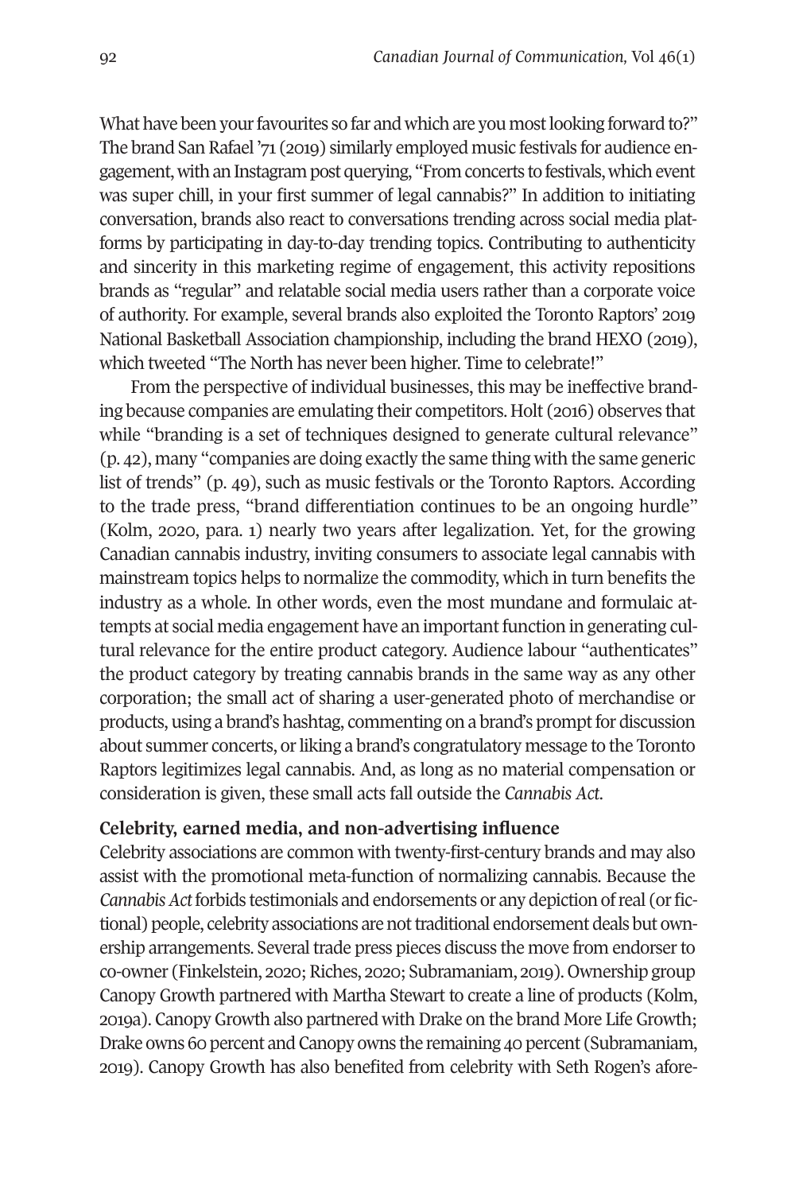What have been your favourites so far and which are you most looking forward to?" The brand San Rafael '71 (2019) similarly employed music festivals for audience engagement, with an Instagram post querying, "From concerts to festivals, which event was super chill, in your first summer of legal cannabis?" In addition to initiating conversation, brands also react to conversations trending across social media platforms by participating in day-to-day trending topics. Contributing to authenticity and sincerity in this marketing regime of engagement, this activity repositions brands as "regular" and relatable social media users rather than a corporate voice of authority. For example, several brands also exploited the Toronto Raptors' 2019 National Basketball Association championship, including the brand HEXO (2019), which tweeted "The North has never been higher. Time to celebrate!"

From the perspective of individual businesses, this may be ineffective branding because companies are emulating their competitors. Holt (2016) observes that while "branding is a set of techniques designed to generate cultural relevance" (p. 42), many "companies are doing exactly the same thing with the same generic list of trends" (p. 49), such as music festivals or the Toronto Raptors. According to the trade press, "brand differentiation continues to be an ongoing hurdle" (Kolm, 2020, para. 1) nearly two years after legalization. Yet, for the growing Canadian cannabis industry, inviting consumers to associate legal cannabis with mainstream topics helps to normalize the commodity, which in turn benefits the industry as a whole. In other words, even the most mundane and formulaic attempts at social media engagement have an important function in generating cultural relevance for the entire product category. Audience labour "authenticates" the product category by treating cannabis brands in the same way as any other corporation; the small act of sharing a user-generated photo of merchandise or products, using a brand's hashtag, commenting on a brand's prompt for discussion about summer concerts, or liking a brand's congratulatory message to the Toronto Raptors legitimizes legal cannabis. And, as long as no material compensation or consideration is given, these small acts fall outside the *Cannabis Act*.

### Celebrity, earned media, and non-advertising influence

Celebrity associations are common with twenty-first-century brands and may also assist with the promotional meta-function of normalizing cannabis. Because the *Cannabis Act* forbids testimonials and endorsements or any depiction of real (or fictional) people, celebrity associations are not traditional endorsement deals but ownership arrangements. Several trade press pieces discuss the move from endorser to co-owner (Finkelstein, 2020; Riches, 2020; Subramaniam, 2019). Ownership group Canopy Growth partnered with Martha Stewart to create a line of products (Kolm, 2019a). Canopy Growth also partnered with Drake on the brand More Life Growth; Drake owns 60 percent and Canopy owns the remaining 40 percent (Subramaniam, 2019). Canopy Growth has also benefited from celebrity with Seth Rogen's afore-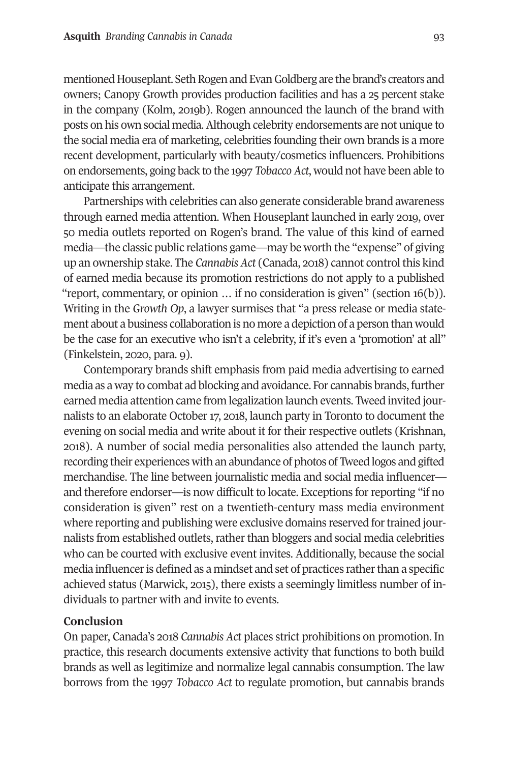mentioned Houseplant. Seth Rogen and Evan Goldberg are the brand's creators and owners; Canopy Growth provides production facilities and has a 25 percent stake in the company (Kolm, 2019b). Rogen announced the launch of the brand with posts on his own social media. Although celebrity endorsements are not unique to the social media era of marketing, celebrities founding their own brands is a more recent development, particularly with beauty/cosmetics influencers. Prohibitions on endorsements, going back to the 1997 *Tobacco Act*, would not have been able to anticipate this arrangement.

Partnerships with celebrities can also generate considerable brand awareness through earned media attention. When Houseplant launched in early 2019, over 50 media outlets reported on Rogen's brand. The value of this kind of earned media—the classic public relations game—may be worth the "expense" of giving up an ownership stake. The *Cannabis Act* (Canada, 2018) cannot control this kind of earned media because its promotion restrictions do not apply to a published "report, commentary, or opinion … if no consideration is given" (section 16(b)). Writing in the *Growth Op*, a lawyer surmises that "a press release or media statement about a business collaboration is no more a depiction of a person than would be the case for an executive who isn't a celebrity, if it's even a 'promotion' at all" (Finkelstein, 2020, para. 9).

Contemporary brands shift emphasis from paid media advertising to earned media as a way to combat ad blocking and avoidance. For cannabis brands, further earned media attention came from legalization launch events. Tweed invited journalists to an elaborate October 17, 2018, launch party in Toronto to document the evening on social media and write about it for their respective outlets (Krishnan, 2018). A number of social media personalities also attended the launch party, recording their experiences with an abundance of photos of Tweed logos and gifted merchandise. The line between journalistic media and social media influencer—and therefore endorser—is now difficult to locate. Exceptions for reporting "if no consideration is given" rest on a twentieth-century mass media environment where reporting and publishing were exclusive domains reserved for trained journalists from established outlets, rather than bloggers and social media celebrities who can be courted with exclusive event invites. Additionally, because the social media influencer is defined as a mindset and set of practices rather than a specific achieved status (Marwick, 2015), there exists a seemingly limitless number of individuals to partner with and invite to events.

## Conclusion

On paper, Canada's 2018 *Cannabis Act* places strict prohibitions on promotion. In practice, this research documents extensive activity that functions to both build brands as well as legitimize and normalize legal cannabis consumption. The law borrows from the 1997 *Tobacco Act* to regulate promotion, but cannabis brands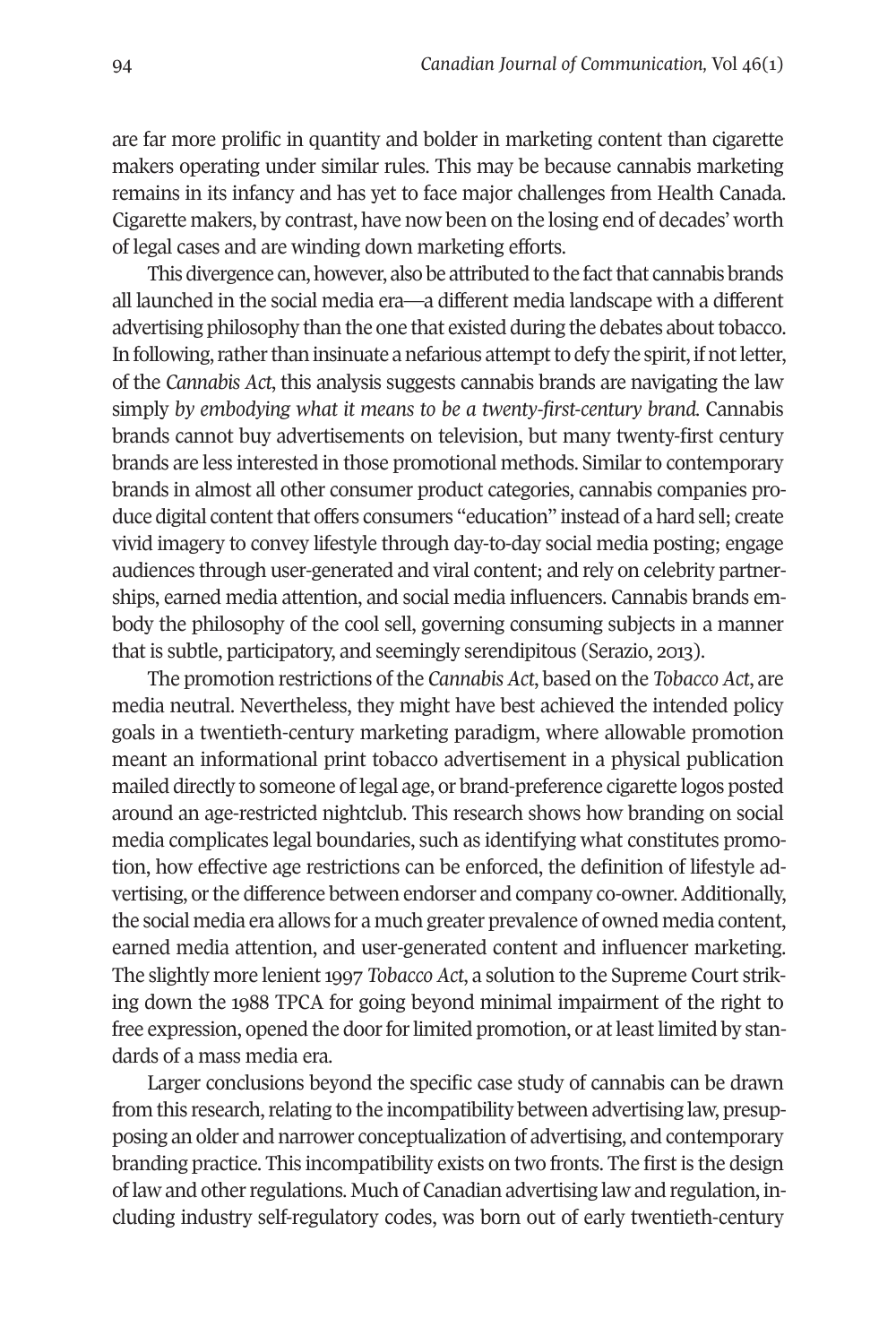are far more prolific in quantity and bolder in marketing content than cigarette makers operating under similar rules. This may be because cannabis marketing remains in its infancy and has yet to face major challenges from Health Canada. Cigarette makers, by contrast, have now been on the losing end of decades' worth of legal cases and are winding down marketing efforts.

This divergence can, however, also be attributed to the fact that cannabis brands all launched in the social media era—a different media landscape with a different advertising philosophy than the one that existed during the debates about tobacco. In following, rather than insinuate a nefarious attempt to defy the spirit, if not letter, of the *Cannabis Act*, this analysis suggests cannabis brands are navigating the law simply *by embodying what it means to be a twenty-first-century brand.* Cannabis brands cannot buy advertisements on television, but many twenty-first century brands are less interested in those promotional methods. Similar to contemporary brands in almost all other consumer product categories, cannabis companies produce digital content that offers consumers "education" instead of a hard sell; create vivid imagery to convey lifestyle through day-to-day social media posting; engage audiences through user-generated and viral content; and rely on celebrity partnerships, earned media attention, and social media influencers. Cannabis brands embody the philosophy of the cool sell, governing consuming subjects in a manner that is subtle, participatory, and seemingly serendipitous (Serazio, 2013).

The promotion restrictions of the *Cannabis Act*, based on the *Tobacco Act*, are media neutral. Nevertheless, they might have best achieved the intended policy goals in a twentieth-century marketing paradigm, where allowable promotion meant an informational print tobacco advertisement in a physical publication mailed directly to someone of legal age, or brand-preference cigarette logos posted around an age-restricted nightclub. This research shows how branding on social media complicates legal boundaries, such as identifying what constitutes promotion, how effective age restrictions can be enforced, the definition of lifestyle advertising, or the difference between endorser and company co-owner. Additionally, the social media era allows for a much greater prevalence of owned media content, earned media attention, and user-generated content and influencer marketing. The slightly more lenient 1997 *Tobacco Act*, a solution to the Supreme Court striking down the 1988 TPCA for going beyond minimal impairment of the right to free expression, opened the door for limited promotion, or at least limited by standards of a mass media era.

Larger conclusions beyond the specific case study of cannabis can be drawn from this research, relating to the incompatibility between advertising law, presupposing an older and narrower conceptualization of advertising, and contemporary branding practice. This incompatibility exists on two fronts. The first is the design of law and other regulations. Much of Canadian advertising law and regulation, including industry self-regulatory codes, was born out of early twentieth-century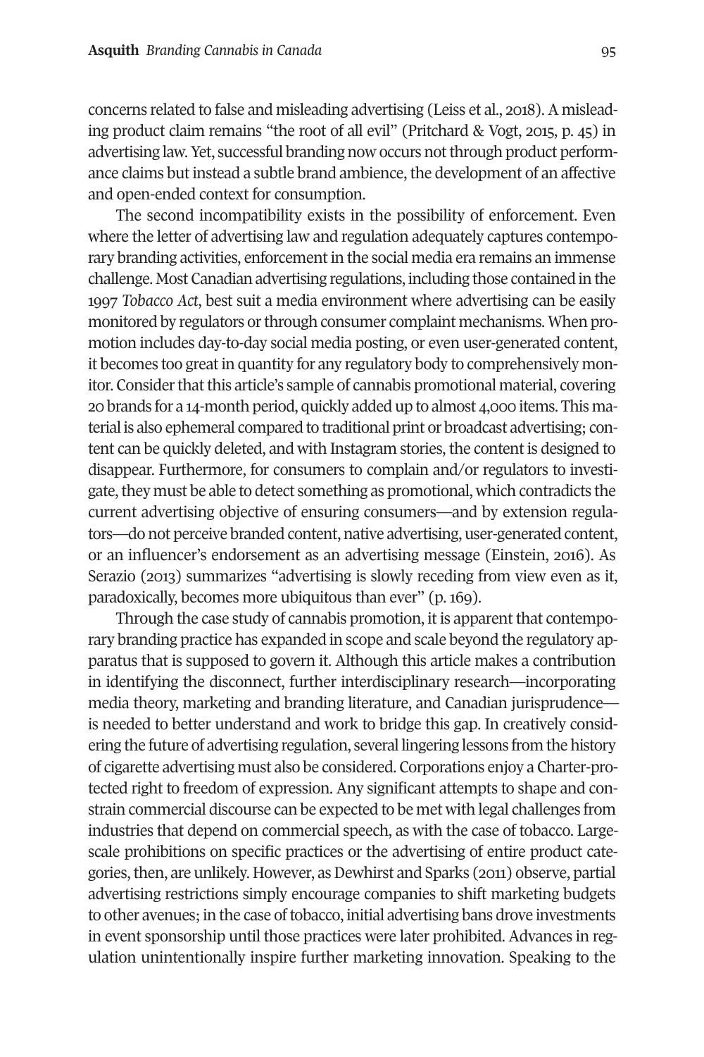concerns related to false and misleading advertising (Leiss et al., 2018). A misleading product claim remains "the root of all evil" (Pritchard & Vogt, 2015, p. 45) in advertising law. Yet, successful branding now occurs not through product performance claims but instead a subtle brand ambience, the development of an affective and open-ended context for consumption.

The second incompatibility exists in the possibility of enforcement. Even where the letter of advertising law and regulation adequately captures contemporary branding activities, enforcement in the social media era remains an immense challenge. Most Canadian advertising regulations, including those contained in the 1997 *Tobacco Act*, best suit a media environment where advertising can be easily monitored by regulators or through consumer complaint mechanisms. When promotion includes day-to-day social media posting, or even user-generated content, it becomes too great in quantity for any regulatory body to comprehensively monitor. Consider that this article's sample of cannabis promotional material, covering 20 brands for a 14-month period, quickly added up to almost 4,000 items. This material is also ephemeral compared to traditional print or broadcast advertising; content can be quickly deleted, and with Instagram stories, the content is designed to disappear. Furthermore, for consumers to complain and/or regulators to investigate, they must be able to detect something as promotional, which contradicts the current advertising objective of ensuring consumers—and by extension regulators—do not perceive branded content, native advertising, user-generated content, or an influencer's endorsement as an advertising message (Einstein, 2016). As Serazio (2013) summarizes "advertising is slowly receding from view even as it, paradoxically, becomes more ubiquitous than ever" (p. 169).

Through the case study of cannabis promotion, it is apparent that contemporary branding practice has expanded in scope and scale beyond the regulatory apparatus that is supposed to govern it. Although this article makes a contribution in identifying the disconnect, further interdisciplinary research—incorporating media theory, marketing and branding literature, and Canadian jurisprudence—is needed to better understand and work to bridge this gap. In creatively considering the future of advertising regulation, several lingering lessons from the history of cigarette advertising must also be considered. Corporations enjoy a Charter-protected right to freedom of expression. Any significant attempts to shape and constrain commercial discourse can be expected to be met with legal challenges from industries that depend on commercial speech, as with the case of tobacco. Large-scale prohibitions on specific practices or the advertising of entire product categories, then, are unlikely. However, as Dewhirst and Sparks (2011) observe, partial advertising restrictions simply encourage companies to shift marketing budgets to other avenues; in the case of tobacco, initial advertising bans drove investments in event sponsorship until those practices were later prohibited. Advances in regulation unintentionally inspire further marketing innovation. Speaking to the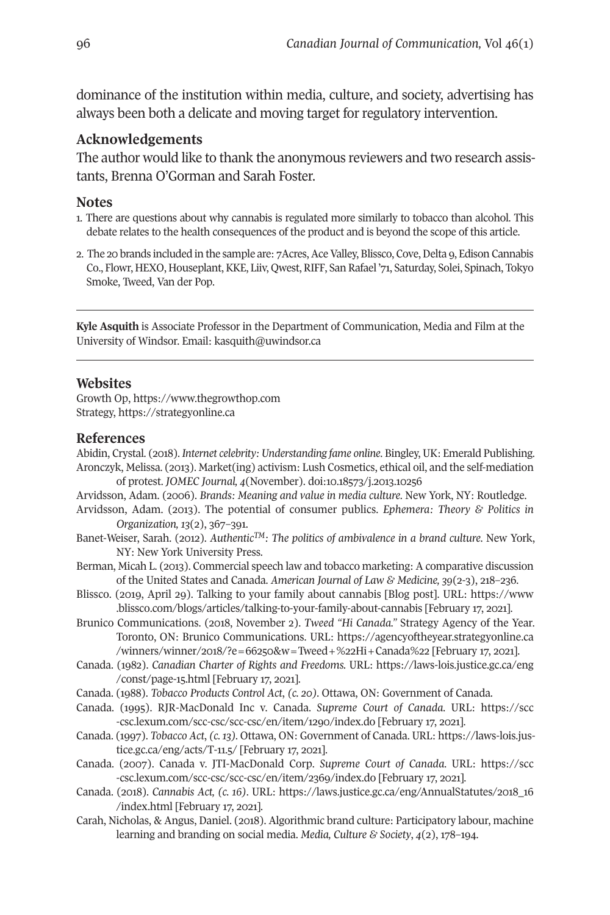dominance of the institution within media, culture, and society, advertising has always been both a delicate and moving target for regulatory intervention.

## Acknowledgements

The author would like to thank the anonymous reviewers and two research assistants, Brenna O'Gorman and Sarah Foster.

## Notes

1. There are questions about why cannabis is regulated more similarly to tobacco than alcohol. This debate relates to the health consequences of the product and is beyond the scope of this article.
2. The 20 brands included in the sample are: 7Acres, Ace Valley, Blissco, Cove, Delta 9, Edison Cannabis Co., Flowr, HEXO, Houseplant, KKE, Liiv, Qwest, RIFF, San Rafael '71, Saturday, Solei, Spinach, Tokyo Smoke, Tweed, Van der Pop.

---

**Kyle Asquith** is Associate Professor in the Department of Communication, Media and Film at the University of Windsor. Email: kasquith@uwindsor.ca

---

## Websites

Growth Op, https://www.thegrowthop.com
Strategy, https://strategyonline.ca

## References

Abidin, Crystal. (2018). *Internet celebrity: Understanding fame online*. Bingley, UK: Emerald Publishing.

Aronczyk, Melissa. (2013). Market(ing) activism: Lush Cosmetics, ethical oil, and the self-mediation of protest. *JOMEC Journal, 4*(November). doi:10.18573/j.2013.10256

Arvidsson, Adam. (2006). *Brands: Meaning and value in media culture*. New York, NY: Routledge.

Arvidsson, Adam. (2013). The potential of consumer publics. *Ephemera: Theory & Politics in Organization, 13*(2), 367–391.

Banet-Weiser, Sarah. (2012). *Authentic™: The politics of ambivalence in a brand culture*. New York, NY: New York University Press.

Berman, Micah L. (2013). Commercial speech law and tobacco marketing: A comparative discussion of the United States and Canada. *American Journal of Law & Medicine, 39*(2-3), 218–236.

Blissco. (2019, April 29). Talking to your family about cannabis [Blog post]. URL: https://www.blissco.com/blogs/articles/talking-to-your-family-about-cannabis [February 17, 2021].

Brunico Communications. (2018, November 2). *Tweed "Hi Canada."* Strategy Agency of the Year. Toronto, ON: Brunico Communications. URL: https://agencyoftheyear.strategyonline.ca/winners/winner/2018/?e=66250&w=Tweed+%22Hi+Canada%22 [February 17, 2021].

Canada. (1982). *Canadian Charter of Rights and Freedoms*. URL: https://laws-lois.justice.gc.ca/eng/const/page-15.html [February 17, 2021].

Canada. (1988). *Tobacco Products Control Act, (c. 20)*. Ottawa, ON: Government of Canada.

Canada. (1995). RJR-MacDonald Inc v. Canada. *Supreme Court of Canada*. URL: https://scc-csc.lexum.com/scc-csc/scc-csc/en/item/1290/index.do [February 17, 2021].

Canada. (1997). *Tobacco Act, (c. 13)*. Ottawa, ON: Government of Canada. URL: https://laws-lois.justice.gc.ca/eng/acts/T-11.5/ [February 17, 2021].

Canada. (2007). Canada v. JTI-MacDonald Corp. *Supreme Court of Canada*. URL: https://scc-csc.lexum.com/scc-csc/scc-csc/en/item/2369/index.do [February 17, 2021].

Canada. (2018). *Cannabis Act, (c. 16)*. URL: https://laws.justice.gc.ca/eng/AnnualStatutes/2018_16/index.html [February 17, 2021].

Carah, Nicholas, & Angus, Daniel. (2018). Algorithmic brand culture: Participatory labour, machine learning and branding on social media. *Media, Culture & Society*, *4*(2), 178–194.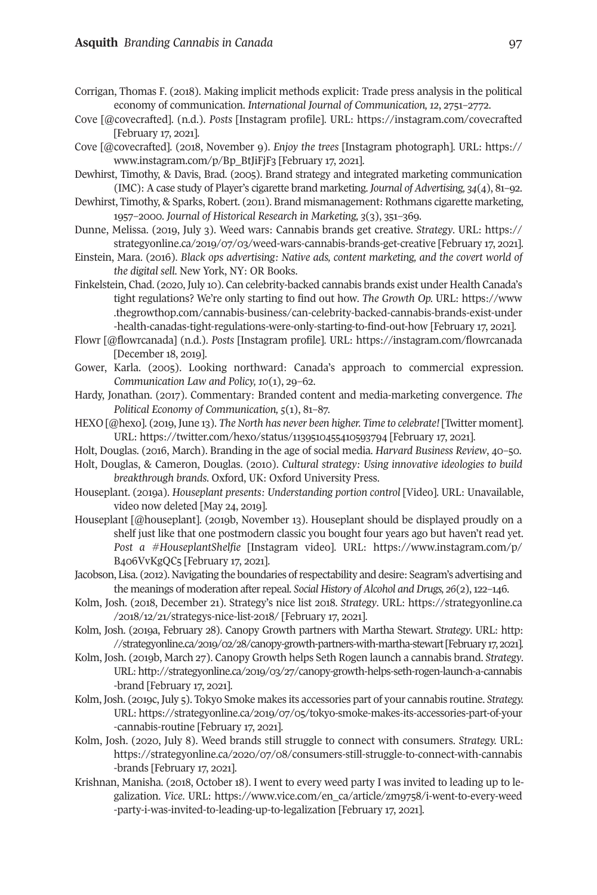Corrigan, Thomas F. (2018). Making implicit methods explicit: Trade press analysis in the political economy of communication. *International Journal of Communication, 12*, 2751–2772.

Cove [@covecrafted]. (n.d.). *Posts* [Instagram profile]. URL: https://instagram.com/covecrafted [February 17, 2021].

Cove [@covecrafted]. (2018, November 9). *Enjoy the trees* [Instagram photograph]. URL: https://www.instagram.com/p/Bp_BtJiFjF3 [February 17, 2021].

Dewhirst, Timothy, & Davis, Brad. (2005). Brand strategy and integrated marketing communication (IMC): A case study of Player's cigarette brand marketing. *Journal of Advertising, 34*(4), 81–92.

Dewhirst, Timothy, & Sparks, Robert. (2011). Brand mismanagement: Rothmans cigarette marketing, 1957–2000. *Journal of Historical Research in Marketing, 3*(3), 351–369.

Dunne, Melissa. (2019, July 3). Weed wars: Cannabis brands get creative. *Strategy*. URL: https://strategyonline.ca/2019/07/03/weed-wars-cannabis-brands-get-creative [February 17, 2021].

Einstein, Mara. (2016). *Black ops advertising: Native ads, content marketing, and the covert world of the digital sell*. New York, NY: OR Books.

Finkelstein, Chad. (2020, July 10). Can celebrity-backed cannabis brands exist under Health Canada's tight regulations? We're only starting to find out how. *The Growth Op*. URL: https://www.thegrowthop.com/cannabis-business/can-celebrity-backed-cannabis-brands-exist-under-health-canadas-tight-regulations-were-only-starting-to-find-out-how [February 17, 2021].

Flowr [@flowrcanada] (n.d.). *Posts* [Instagram profile]. URL: https://instagram.com/flowrcanada [December 18, 2019].

Gower, Karla. (2005). Looking northward: Canada's approach to commercial expression. *Communication Law and Policy, 10*(1), 29–62.

Hardy, Jonathan. (2017). Commentary: Branded content and media-marketing convergence. *The Political Economy of Communication, 5*(1), 81–87.

HEXO [@hexo]. (2019, June 13). *The North has never been higher. Time to celebrate!* [Twitter moment]. URL: https://twitter.com/hexo/status/1139510455410593794 [February 17, 2021].

Holt, Douglas. (2016, March). Branding in the age of social media. *Harvard Business Review*, 40–50.

Holt, Douglas, & Cameron, Douglas. (2010). *Cultural strategy: Using innovative ideologies to build breakthrough brands*. Oxford, UK: Oxford University Press.

Houseplant. (2019a). *Houseplant presents: Understanding portion control* [Video]. URL: Unavailable, video now deleted [May 24, 2019].

Houseplant [@houseplant]. (2019b, November 13). Houseplant should be displayed proudly on a shelf just like that one postmodern classic you bought four years ago but haven't read yet. *Post a #HouseplantShelfie* [Instagram video]. URL: https://www.instagram.com/p/B4o6VvKgQC5 [February 17, 2021].

Jacobson, Lisa. (2012). Navigating the boundaries of respectability and desire: Seagram's advertising and the meanings of moderation after repeal. *Social History of Alcohol and Drugs, 26*(2), 122–146.

Kolm, Josh. (2018, December 21). Strategy's nice list 2018. *Strategy*. URL: https://strategyonline.ca/2018/12/21/strategys-nice-list-2018/ [February 17, 2021].

Kolm, Josh. (2019a, February 28). Canopy Growth partners with Martha Stewart. *Strategy*. URL: http://strategyonline.ca/2019/02/28/canopy-growth-partners-with-martha-stewart [February 17, 2021].

Kolm, Josh. (2019b, March 27). Canopy Growth helps Seth Rogen launch a cannabis brand. *Strategy*. URL: http://strategyonline.ca/2019/03/27/canopy-growth-helps-seth-rogen-launch-a-cannabis-brand [February 17, 2021].

Kolm, Josh. (2019c, July 5). Tokyo Smoke makes its accessories part of your cannabis routine. *Strategy*. URL: https://strategyonline.ca/2019/07/05/tokyo-smoke-makes-its-accessories-part-of-your-cannabis-routine [February 17, 2021].

Kolm, Josh. (2020, July 8). Weed brands still struggle to connect with consumers. *Strategy*. URL: https://strategyonline.ca/2020/07/08/consumers-still-struggle-to-connect-with-cannabis-brands [February 17, 2021].

Krishnan, Manisha. (2018, October 18). I went to every weed party I was invited to leading up to legalization. *Vice*. URL: https://www.vice.com/en_ca/article/zm9758/i-went-to-every-weed-party-i-was-invited-to-leading-up-to-legalization [February 17, 2021].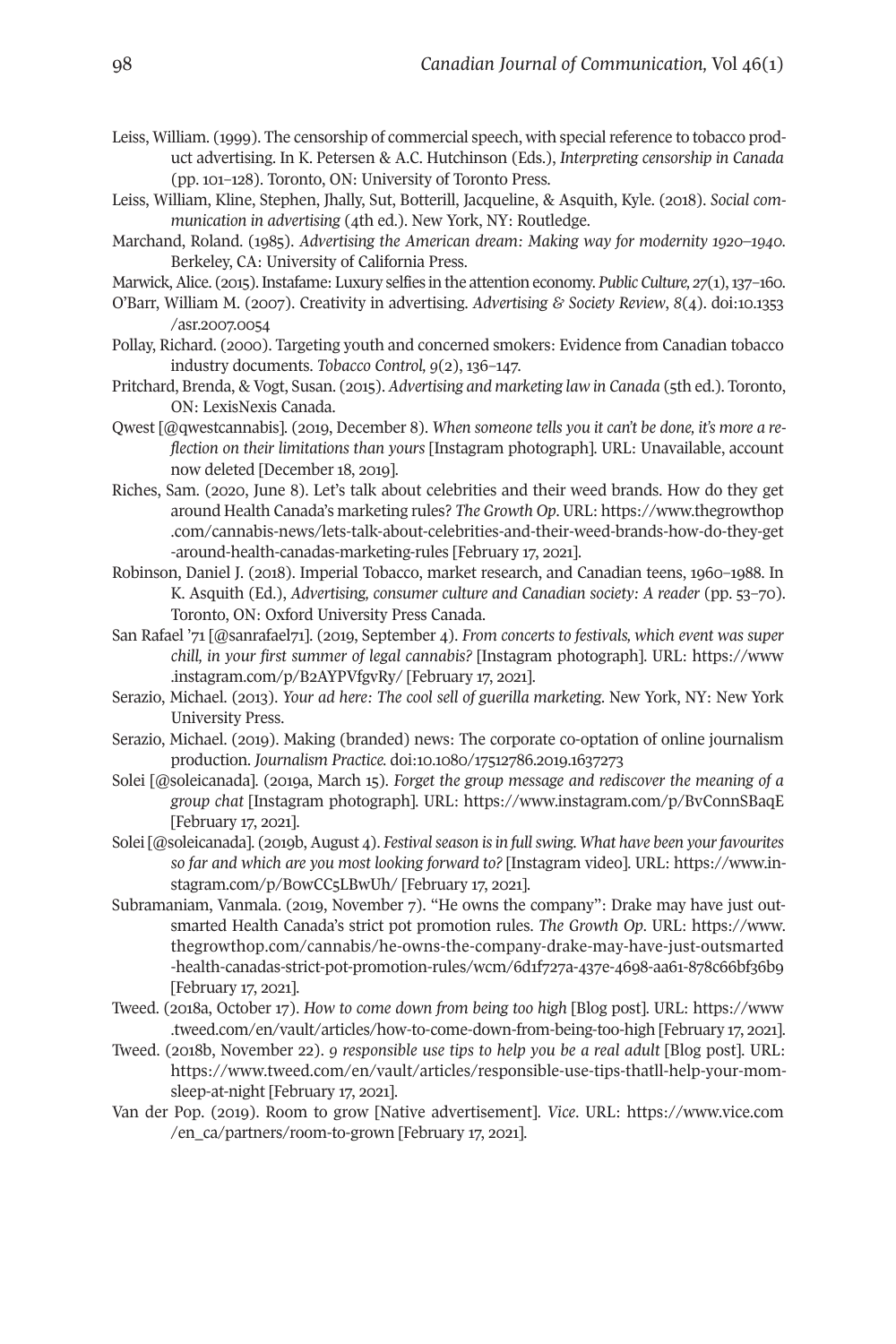Leiss, William. (1999). The censorship of commercial speech, with special reference to tobacco product advertising. In K. Petersen & A.C. Hutchinson (Eds.), *Interpreting censorship in Canada* (pp. 101–128). Toronto, ON: University of Toronto Press.

Leiss, William, Kline, Stephen, Jhally, Sut, Botterill, Jacqueline, & Asquith, Kyle. (2018). *Social communication in advertising* (4th ed.). New York, NY: Routledge.

Marchand, Roland. (1985). *Advertising the American dream: Making way for modernity 1920–1940*. Berkeley, CA: University of California Press.

Marwick, Alice. (2015). Instafame: Luxury selfies in the attention economy. *Public Culture, 27*(1), 137–160.

O'Barr, William M. (2007). Creativity in advertising. *Advertising & Society Review*, *8*(4). doi:10.1353/asr.2007.0054

Pollay, Richard. (2000). Targeting youth and concerned smokers: Evidence from Canadian tobacco industry documents. *Tobacco Control, 9*(2), 136–147.

Pritchard, Brenda, & Vogt, Susan. (2015). *Advertising and marketing law in Canada* (5th ed.). Toronto, ON: LexisNexis Canada.

Qwest [@qwestcannabis]. (2019, December 8). *When someone tells you it can't be done, it's more a reflection on their limitations than yours* [Instagram photograph]. URL: Unavailable, account now deleted [December 18, 2019].

Riches, Sam. (2020, June 8). Let's talk about celebrities and their weed brands. How do they get around Health Canada's marketing rules? *The Growth Op*. URL: https://www.thegrowthop.com/cannabis-news/lets-talk-about-celebrities-and-their-weed-brands-how-do-they-get-around-health-canadas-marketing-rules [February 17, 2021].

Robinson, Daniel J. (2018). Imperial Tobacco, market research, and Canadian teens, 1960–1988. In K. Asquith (Ed.), *Advertising, consumer culture and Canadian society: A reader* (pp. 53–70). Toronto, ON: Oxford University Press Canada.

San Rafael '71 [@sanrafael71]. (2019, September 4). *From concerts to festivals, which event was super chill, in your first summer of legal cannabis?* [Instagram photograph]. URL: https://www.instagram.com/p/B2AYPVfgvRy/ [February 17, 2021].

Serazio, Michael. (2013). *Your ad here: The cool sell of guerilla marketing*. New York, NY: New York University Press.

Serazio, Michael. (2019). Making (branded) news: The corporate co-optation of online journalism production. *Journalism Practice.* doi:10.1080/17512786.2019.1637273

Solei [@soleicanada]. (2019a, March 15). *Forget the group message and rediscover the meaning of a group chat* [Instagram photograph]. URL: https://www.instagram.com/p/BvConnSBaqE [February 17, 2021].

Solei [@soleicanada]. (2019b, August 4). *Festival season is in full swing. What have been your favourites so far and which are you most looking forward to?* [Instagram video]. URL: https://www.instagram.com/p/B0wCC5LBwUh/ [February 17, 2021].

Subramaniam, Vanmala. (2019, November 7). "He owns the company": Drake may have just outsmarted Health Canada's strict pot promotion rules. *The Growth Op*. URL: https://www.thegrowthop.com/cannabis/he-owns-the-company-drake-may-have-just-outsmarted-health-canadas-strict-pot-promotion-rules/wcm/6d1f727a-437e-4698-aa61-878c66bf36b9 [February 17, 2021].

Tweed. (2018a, October 17). *How to come down from being too high* [Blog post]. URL: https://www.tweed.com/en/vault/articles/how-to-come-down-from-being-too-high [February 17, 2021].

Tweed. (2018b, November 22). *9 responsible use tips to help you be a real adult* [Blog post]. URL: https://www.tweed.com/en/vault/articles/responsible-use-tips-thatll-help-your-mom-sleep-at-night [February 17, 2021].

Van der Pop. (2019). Room to grow [Native advertisement]. *Vice*. URL: https://www.vice.com/en_ca/partners/room-to-grown [February 17, 2021].